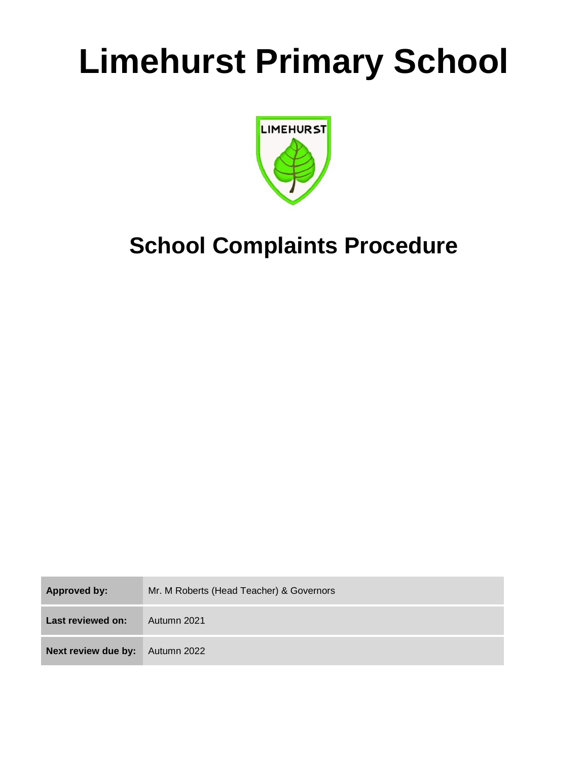# Limehurst Primary School

## School Complaints Procedure

| Approved by: | Mr. M Roberts (Head Teacher) & Governors |
|---|---|
| Last reviewed on: | Autumn 2021 |
| Next review due by: | Autumn 2022 |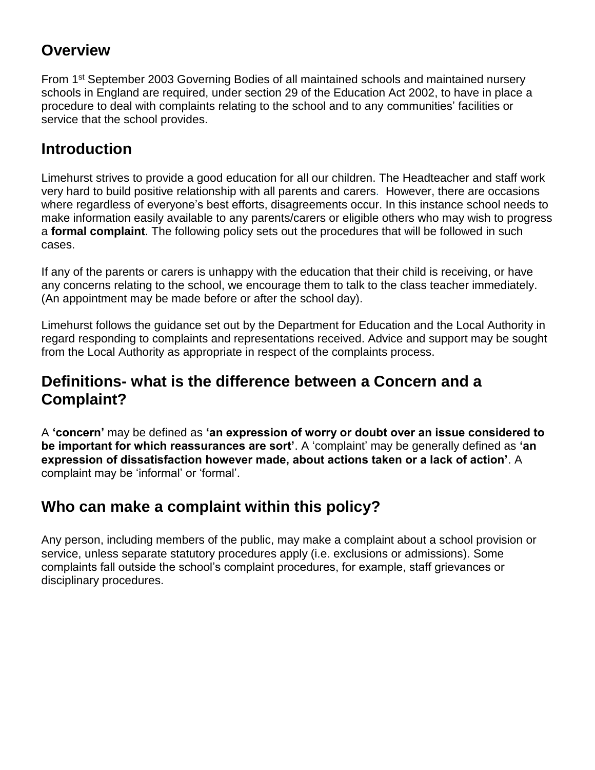## Overview

From 1st September 2003 Governing Bodies of all maintained schools and maintained nursery schools in England are required, under section 29 of the Education Act 2002, to have in place a procedure to deal with complaints relating to the school and to any communities' facilities or service that the school provides.

## Introduction

Limehurst strives to provide a good education for all our children. The Headteacher and staff work very hard to build positive relationship with all parents and carers. However, there are occasions where regardless of everyone's best efforts, disagreements occur. In this instance school needs to make information easily available to any parents/carers or eligible others who may wish to progress a **formal complaint**. The following policy sets out the procedures that will be followed in such cases.

If any of the parents or carers is unhappy with the education that their child is receiving, or have any concerns relating to the school, we encourage them to talk to the class teacher immediately. (An appointment may be made before or after the school day).

Limehurst follows the guidance set out by the Department for Education and the Local Authority in regard responding to complaints and representations received. Advice and support may be sought from the Local Authority as appropriate in respect of the complaints process.

## Definitions- what is the difference between a Concern and a Complaint?

A **'concern'** may be defined as **'an expression of worry or doubt over an issue considered to be important for which reassurances are sort'**. A 'complaint' may be generally defined as **'an expression of dissatisfaction however made, about actions taken or a lack of action'**. A complaint may be 'informal' or 'formal'.

## Who can make a complaint within this policy?

Any person, including members of the public, may make a complaint about a school provision or service, unless separate statutory procedures apply (i.e. exclusions or admissions). Some complaints fall outside the school's complaint procedures, for example, staff grievances or disciplinary procedures.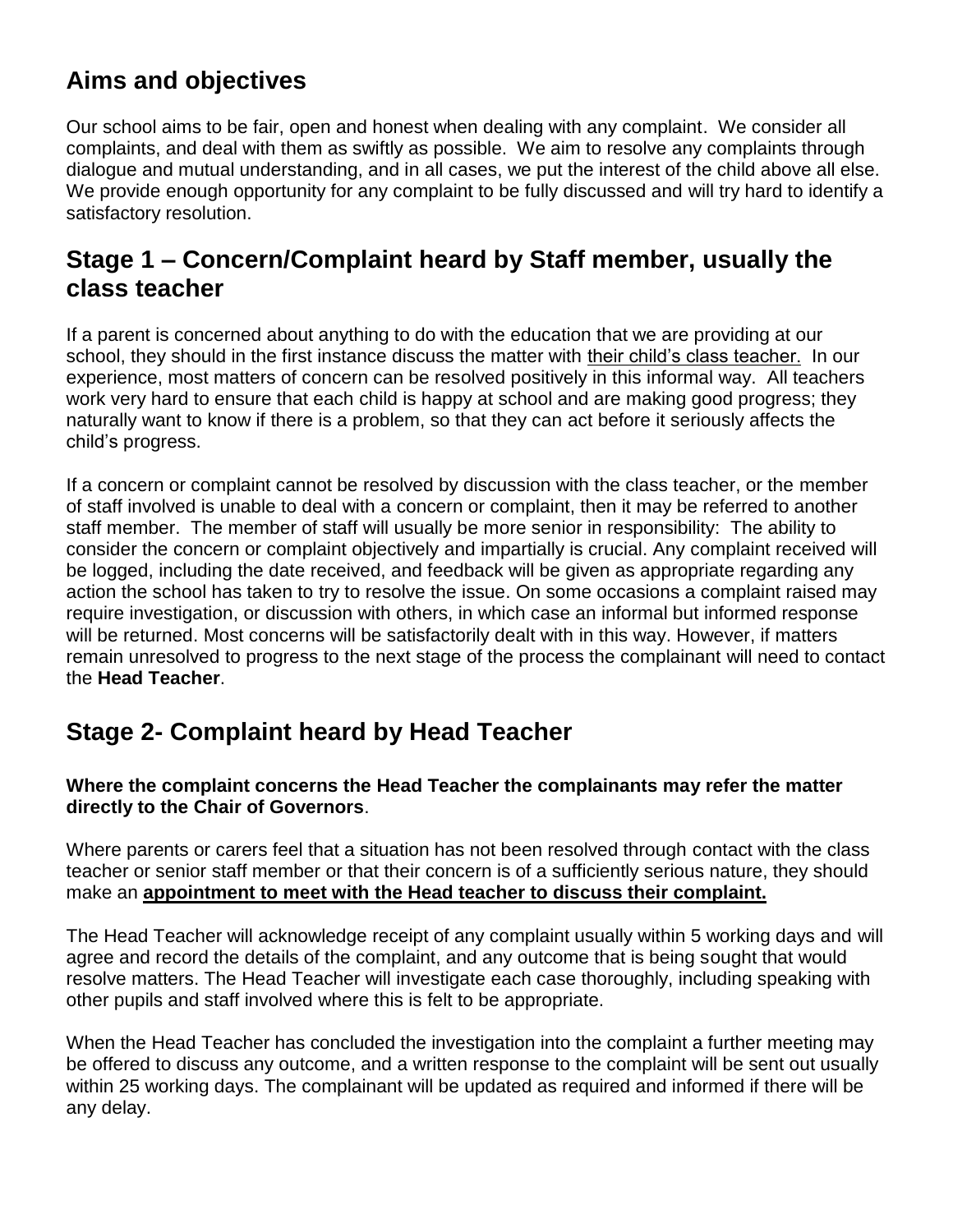## Aims and objectives

Our school aims to be fair, open and honest when dealing with any complaint. We consider all complaints, and deal with them as swiftly as possible. We aim to resolve any complaints through dialogue and mutual understanding, and in all cases, we put the interest of the child above all else. We provide enough opportunity for any complaint to be fully discussed and will try hard to identify a satisfactory resolution.

## Stage 1 – Concern/Complaint heard by Staff member, usually the class teacher

If a parent is concerned about anything to do with the education that we are providing at our school, they should in the first instance discuss the matter with their child's class teacher. In our experience, most matters of concern can be resolved positively in this informal way. All teachers work very hard to ensure that each child is happy at school and are making good progress; they naturally want to know if there is a problem, so that they can act before it seriously affects the child's progress.

If a concern or complaint cannot be resolved by discussion with the class teacher, or the member of staff involved is unable to deal with a concern or complaint, then it may be referred to another staff member. The member of staff will usually be more senior in responsibility: The ability to consider the concern or complaint objectively and impartially is crucial. Any complaint received will be logged, including the date received, and feedback will be given as appropriate regarding any action the school has taken to try to resolve the issue. On some occasions a complaint raised may require investigation, or discussion with others, in which case an informal but informed response will be returned. Most concerns will be satisfactorily dealt with in this way. However, if matters remain unresolved to progress to the next stage of the process the complainant will need to contact the **Head Teacher**.

## Stage 2- Complaint heard by Head Teacher

**Where the complaint concerns the Head Teacher the complainants may refer the matter directly to the Chair of Governors**.

Where parents or carers feel that a situation has not been resolved through contact with the class teacher or senior staff member or that their concern is of a sufficiently serious nature, they should make an **appointment to meet with the Head teacher to discuss their complaint.**

The Head Teacher will acknowledge receipt of any complaint usually within 5 working days and will agree and record the details of the complaint, and any outcome that is being sought that would resolve matters. The Head Teacher will investigate each case thoroughly, including speaking with other pupils and staff involved where this is felt to be appropriate.

When the Head Teacher has concluded the investigation into the complaint a further meeting may be offered to discuss any outcome, and a written response to the complaint will be sent out usually within 25 working days. The complainant will be updated as required and informed if there will be any delay.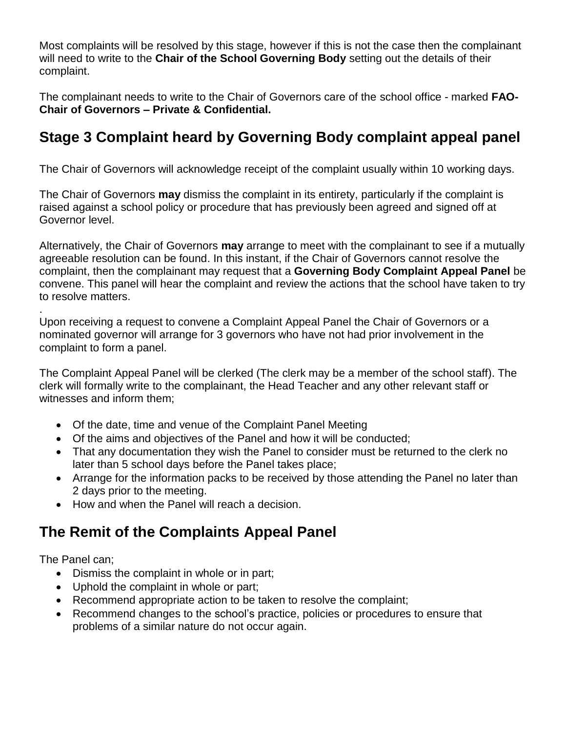Most complaints will be resolved by this stage, however if this is not the case then the complainant will need to write to the **Chair of the School Governing Body** setting out the details of their complaint.

The complainant needs to write to the Chair of Governors care of the school office - marked **FAO-Chair of Governors – Private & Confidential.**

## Stage 3 Complaint heard by Governing Body complaint appeal panel

The Chair of Governors will acknowledge receipt of the complaint usually within 10 working days.

The Chair of Governors **may** dismiss the complaint in its entirety, particularly if the complaint is raised against a school policy or procedure that has previously been agreed and signed off at Governor level.

Alternatively, the Chair of Governors **may** arrange to meet with the complainant to see if a mutually agreeable resolution can be found. In this instant, if the Chair of Governors cannot resolve the complaint, then the complainant may request that a **Governing Body Complaint Appeal Panel** be convene. This panel will hear the complaint and review the actions that the school have taken to try to resolve matters.

.
Upon receiving a request to convene a Complaint Appeal Panel the Chair of Governors or a nominated governor will arrange for 3 governors who have not had prior involvement in the complaint to form a panel.

The Complaint Appeal Panel will be clerked (The clerk may be a member of the school staff). The clerk will formally write to the complainant, the Head Teacher and any other relevant staff or witnesses and inform them;

- Of the date, time and venue of the Complaint Panel Meeting
- Of the aims and objectives of the Panel and how it will be conducted;
- That any documentation they wish the Panel to consider must be returned to the clerk no later than 5 school days before the Panel takes place;
- Arrange for the information packs to be received by those attending the Panel no later than 2 days prior to the meeting.
- How and when the Panel will reach a decision.

## The Remit of the Complaints Appeal Panel

The Panel can;

- Dismiss the complaint in whole or in part;
- Uphold the complaint in whole or part;
- Recommend appropriate action to be taken to resolve the complaint;
- Recommend changes to the school's practice, policies or procedures to ensure that problems of a similar nature do not occur again.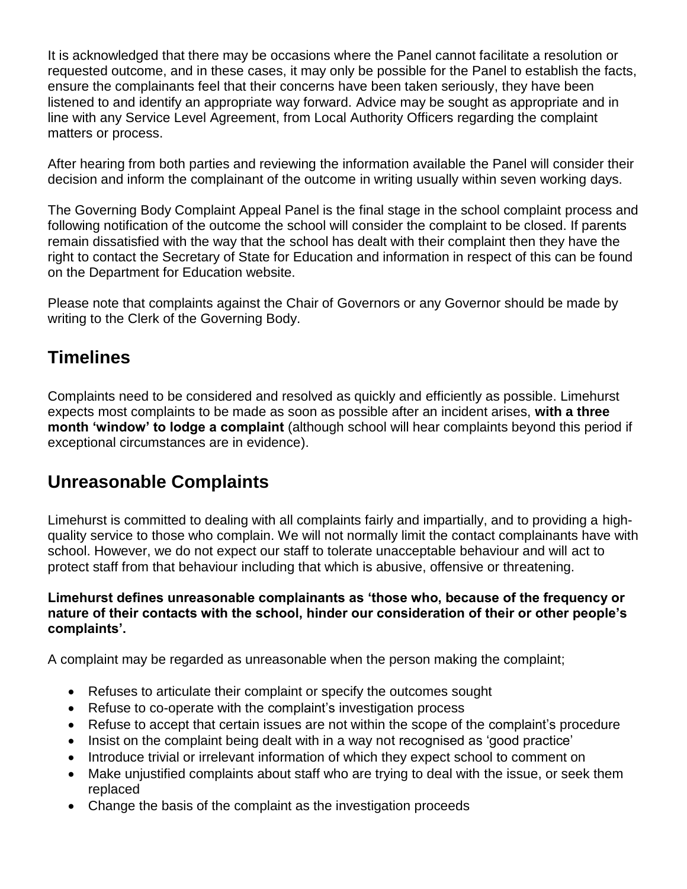It is acknowledged that there may be occasions where the Panel cannot facilitate a resolution or requested outcome, and in these cases, it may only be possible for the Panel to establish the facts, ensure the complainants feel that their concerns have been taken seriously, they have been listened to and identify an appropriate way forward. Advice may be sought as appropriate and in line with any Service Level Agreement, from Local Authority Officers regarding the complaint matters or process.

After hearing from both parties and reviewing the information available the Panel will consider their decision and inform the complainant of the outcome in writing usually within seven working days.

The Governing Body Complaint Appeal Panel is the final stage in the school complaint process and following notification of the outcome the school will consider the complaint to be closed. If parents remain dissatisfied with the way that the school has dealt with their complaint then they have the right to contact the Secretary of State for Education and information in respect of this can be found on the Department for Education website.

Please note that complaints against the Chair of Governors or any Governor should be made by writing to the Clerk of the Governing Body.

## Timelines

Complaints need to be considered and resolved as quickly and efficiently as possible. Limehurst expects most complaints to be made as soon as possible after an incident arises, **with a three month 'window' to lodge a complaint** (although school will hear complaints beyond this period if exceptional circumstances are in evidence).

## Unreasonable Complaints

Limehurst is committed to dealing with all complaints fairly and impartially, and to providing a high-quality service to those who complain. We will not normally limit the contact complainants have with school. However, we do not expect our staff to tolerate unacceptable behaviour and will act to protect staff from that behaviour including that which is abusive, offensive or threatening.

**Limehurst defines unreasonable complainants as 'those who, because of the frequency or nature of their contacts with the school, hinder our consideration of their or other people's complaints'.**

A complaint may be regarded as unreasonable when the person making the complaint;

- Refuses to articulate their complaint or specify the outcomes sought
- Refuse to co-operate with the complaint's investigation process
- Refuse to accept that certain issues are not within the scope of the complaint's procedure
- Insist on the complaint being dealt with in a way not recognised as 'good practice'
- Introduce trivial or irrelevant information of which they expect school to comment on
- Make unjustified complaints about staff who are trying to deal with the issue, or seek them replaced
- Change the basis of the complaint as the investigation proceeds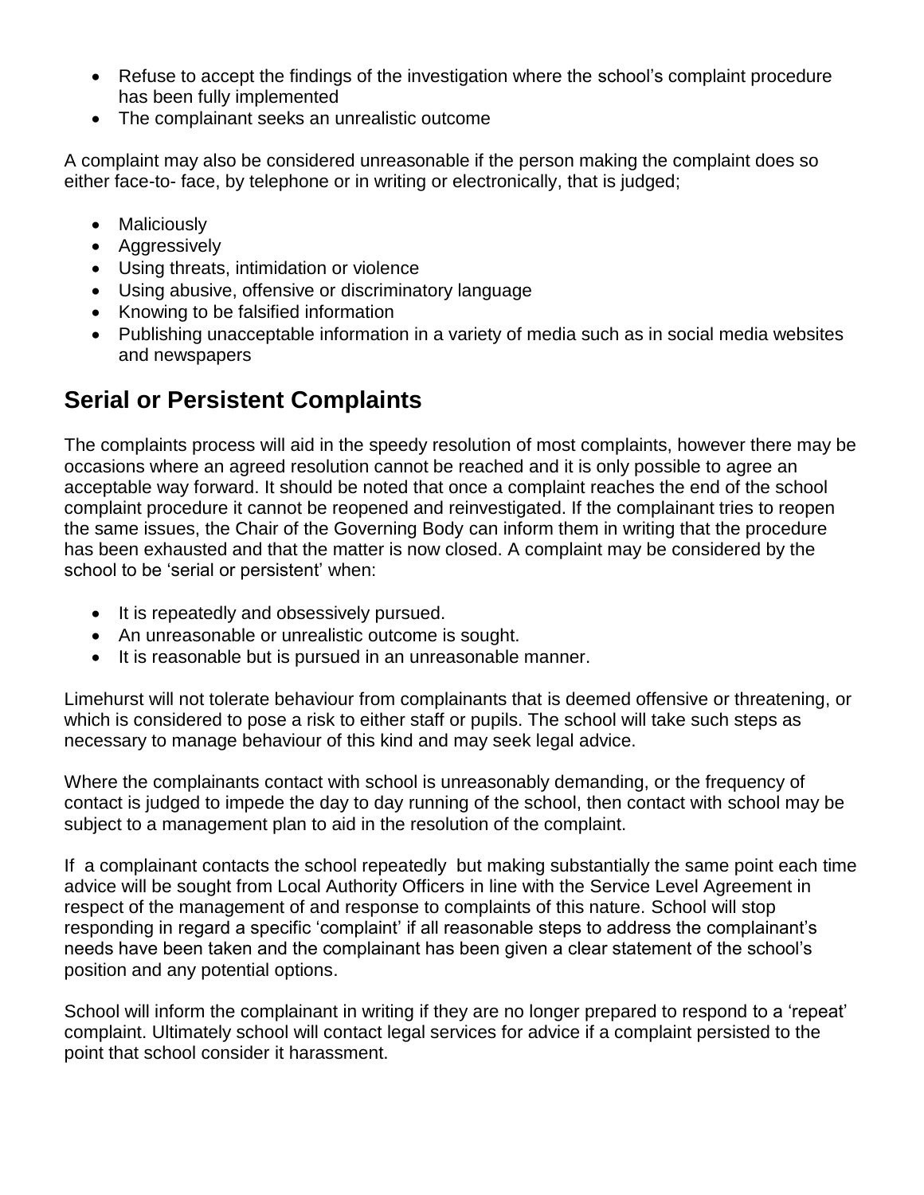- Refuse to accept the findings of the investigation where the school's complaint procedure has been fully implemented
- The complainant seeks an unrealistic outcome

A complaint may also be considered unreasonable if the person making the complaint does so either face-to- face, by telephone or in writing or electronically, that is judged;

- Maliciously
- Aggressively
- Using threats, intimidation or violence
- Using abusive, offensive or discriminatory language
- Knowing to be falsified information
- Publishing unacceptable information in a variety of media such as in social media websites and newspapers

## Serial or Persistent Complaints

The complaints process will aid in the speedy resolution of most complaints, however there may be occasions where an agreed resolution cannot be reached and it is only possible to agree an acceptable way forward. It should be noted that once a complaint reaches the end of the school complaint procedure it cannot be reopened and reinvestigated. If the complainant tries to reopen the same issues, the Chair of the Governing Body can inform them in writing that the procedure has been exhausted and that the matter is now closed. A complaint may be considered by the school to be 'serial or persistent' when:

- It is repeatedly and obsessively pursued.
- An unreasonable or unrealistic outcome is sought.
- It is reasonable but is pursued in an unreasonable manner.

Limehurst will not tolerate behaviour from complainants that is deemed offensive or threatening, or which is considered to pose a risk to either staff or pupils. The school will take such steps as necessary to manage behaviour of this kind and may seek legal advice.

Where the complainants contact with school is unreasonably demanding, or the frequency of contact is judged to impede the day to day running of the school, then contact with school may be subject to a management plan to aid in the resolution of the complaint.

If a complainant contacts the school repeatedly but making substantially the same point each time advice will be sought from Local Authority Officers in line with the Service Level Agreement in respect of the management of and response to complaints of this nature. School will stop responding in regard a specific 'complaint' if all reasonable steps to address the complainant's needs have been taken and the complainant has been given a clear statement of the school's position and any potential options.

School will inform the complainant in writing if they are no longer prepared to respond to a 'repeat' complaint. Ultimately school will contact legal services for advice if a complaint persisted to the point that school consider it harassment.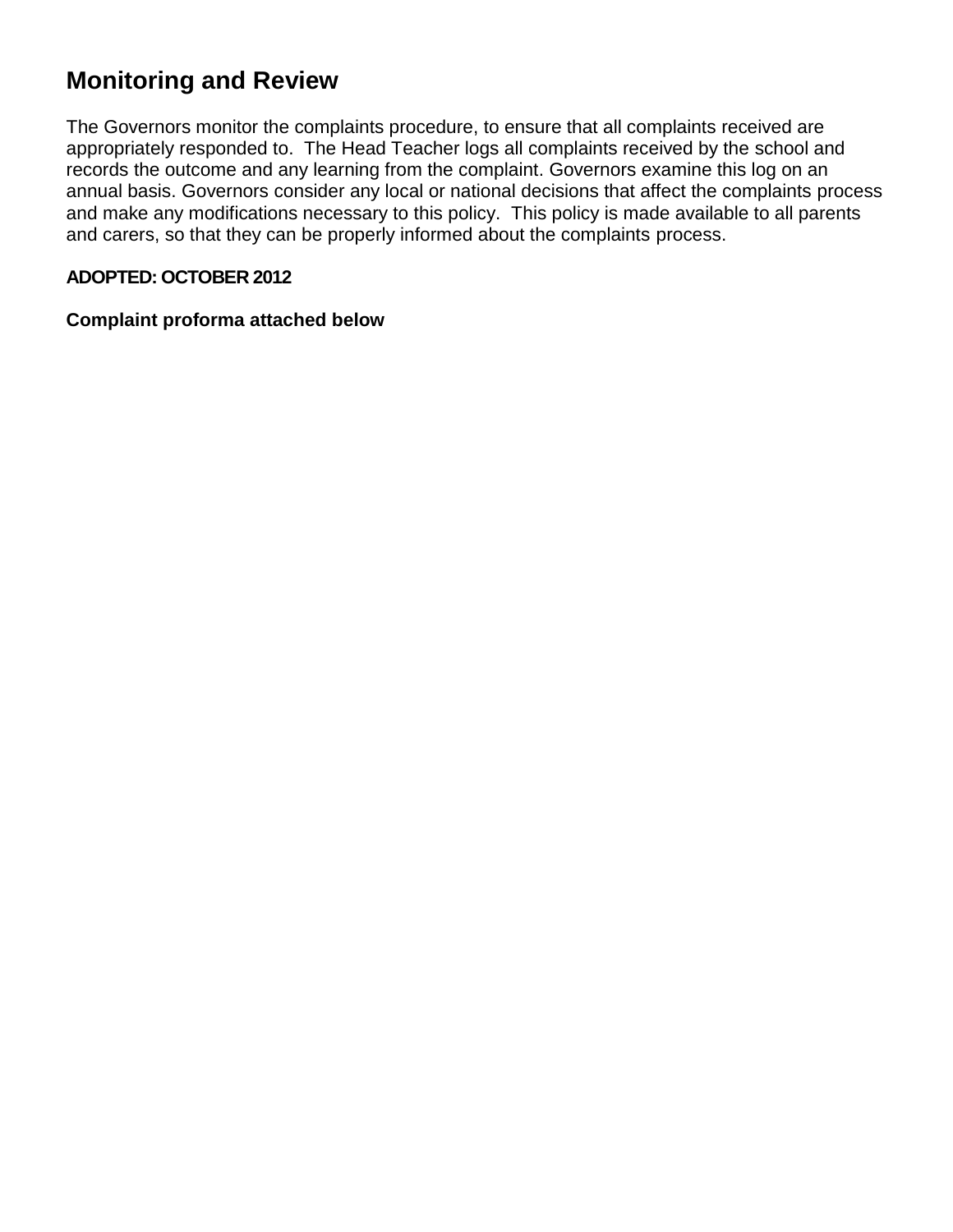## Monitoring and Review

The Governors monitor the complaints procedure, to ensure that all complaints received are appropriately responded to. The Head Teacher logs all complaints received by the school and records the outcome and any learning from the complaint. Governors examine this log on an annual basis. Governors consider any local or national decisions that affect the complaints process and make any modifications necessary to this policy. This policy is made available to all parents and carers, so that they can be properly informed about the complaints process.

**ADOPTED: OCTOBER 2012**

**Complaint proforma attached below**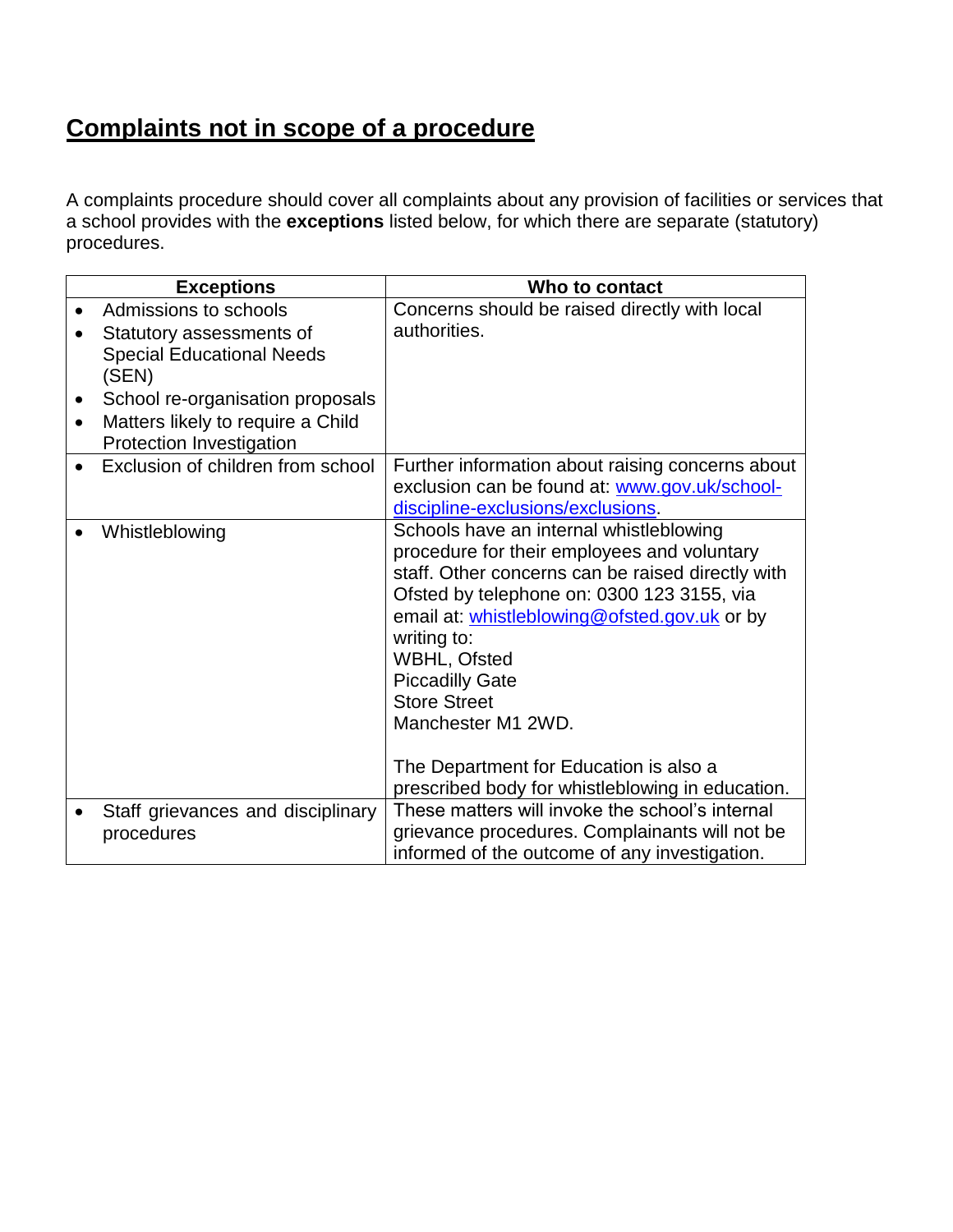## **Complaints not in scope of a procedure**

A complaints procedure should cover all complaints about any provision of facilities or services that a school provides with the **exceptions** listed below, for which there are separate (statutory) procedures.

| Exceptions | Who to contact |
|---|---|
| • Admissions to schools<br>• Statutory assessments of Special Educational Needs (SEN)<br>• School re-organisation proposals<br>• Matters likely to require a Child Protection Investigation | Concerns should be raised directly with local authorities. |
| • Exclusion of children from school | Further information about raising concerns about exclusion can be found at: [www.gov.uk/school-discipline-exclusions/exclusions](www.gov.uk/school-discipline-exclusions/exclusions). |
| • Whistleblowing | Schools have an internal whistleblowing procedure for their employees and voluntary staff. Other concerns can be raised directly with Ofsted by telephone on: 0300 123 3155, via email at: [whistleblowing@ofsted.gov.uk](mailto:whistleblowing@ofsted.gov.uk) or by writing to:<br>WBHL, Ofsted<br>Piccadilly Gate<br>Store Street<br>Manchester M1 2WD.<br><br>The Department for Education is also a prescribed body for whistleblowing in education. |
| • Staff grievances and disciplinary procedures | These matters will invoke the school's internal grievance procedures. Complainants will not be informed of the outcome of any investigation. |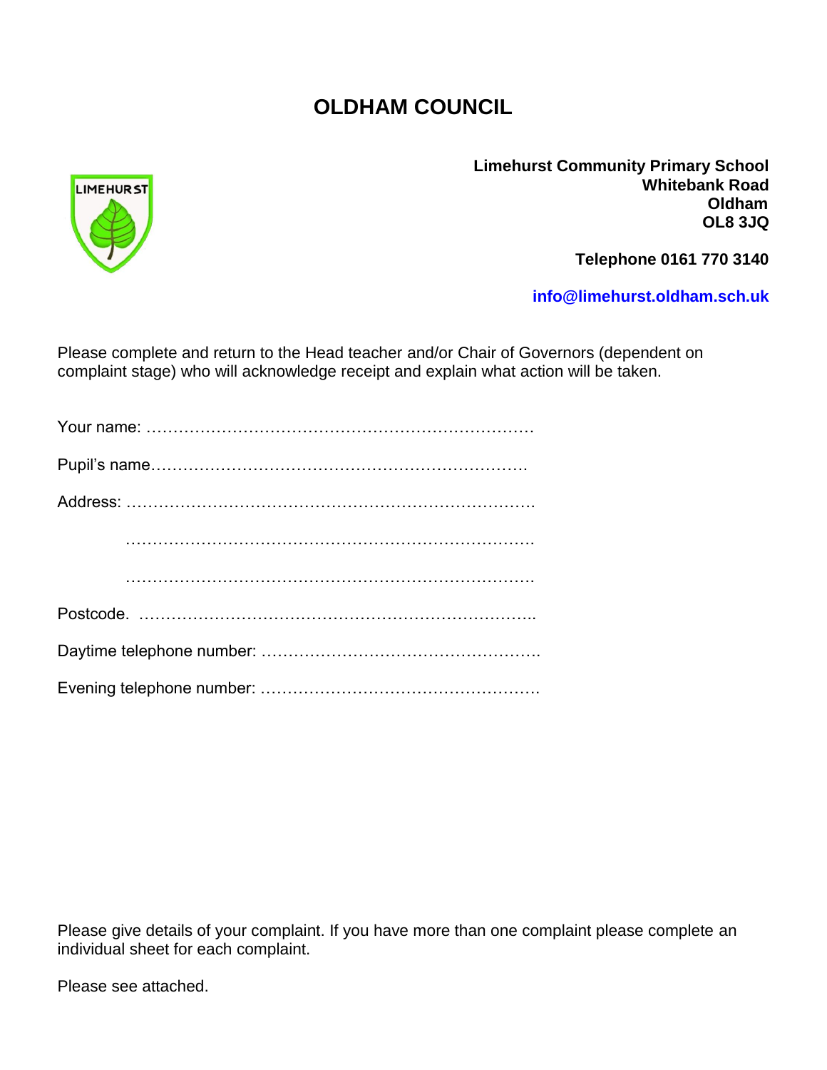# OLDHAM COUNCIL

**Limehurst Community Primary School**
**Whitebank Road**
**Oldham**
**OL8 3JQ**

**Telephone 0161 770 3140**

**info@limehurst.oldham.sch.uk**

Please complete and return to the Head teacher and/or Chair of Governors (dependent on complaint stage) who will acknowledge receipt and explain what action will be taken.

Your name: ………………………………………………………………

Pupil's name……………………………………………………………

Address: …………………………………………………………………

…………………………………………………………………

…………………………………………………………………

Postcode. ………………………………………………………………..

Daytime telephone number: …………………………………………….

Evening telephone number: …………………………………………….

Please give details of your complaint. If you have more than one complaint please complete an individual sheet for each complaint.

Please see attached.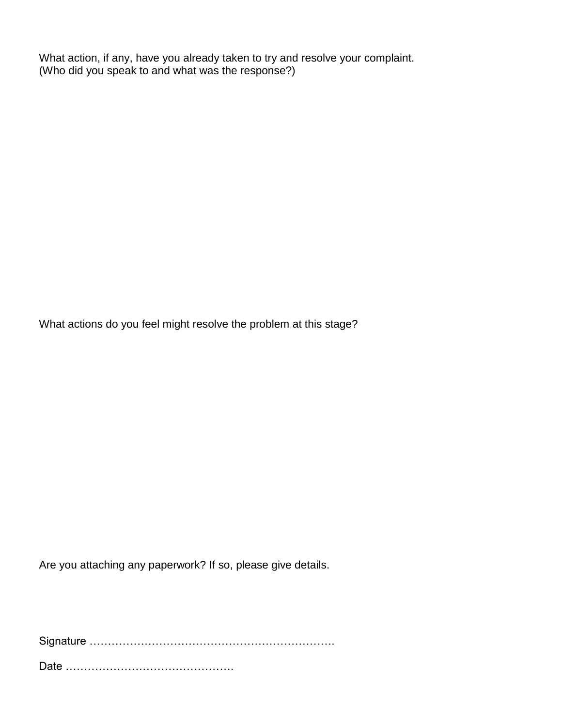What action, if any, have you already taken to try and resolve your complaint.
(Who did you speak to and what was the response?)

What actions do you feel might resolve the problem at this stage?

Are you attaching any paperwork? If so, please give details.

Signature ………………………………………………………….

Date ……………………………………….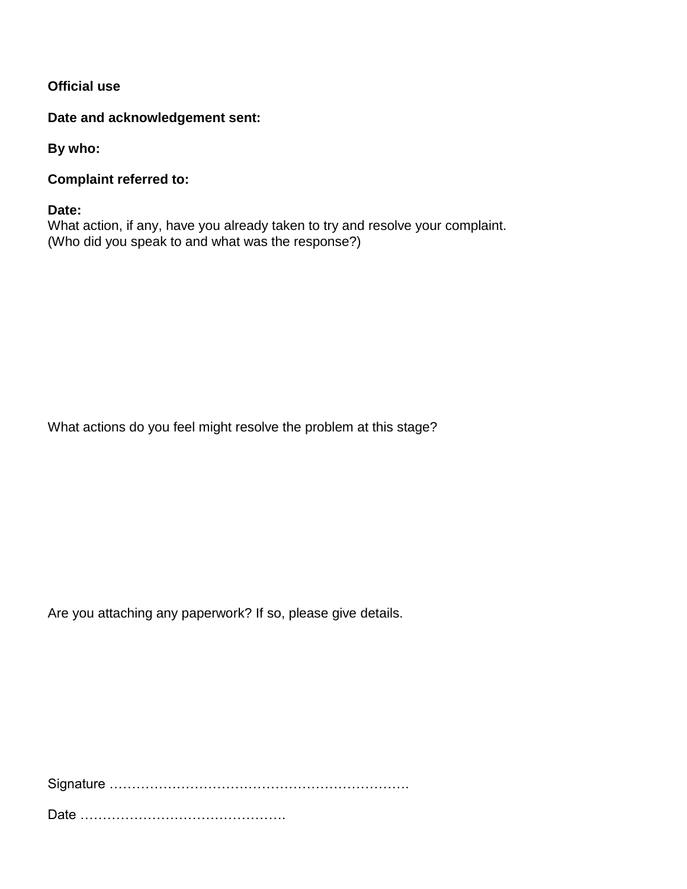**Official use**

**Date and acknowledgement sent:**

**By who:**

**Complaint referred to:**

**Date:**
What action, if any, have you already taken to try and resolve your complaint. (Who did you speak to and what was the response?)

What actions do you feel might resolve the problem at this stage?

Are you attaching any paperwork? If so, please give details.

Signature ………………………………………………………….

Date ……………………………………….